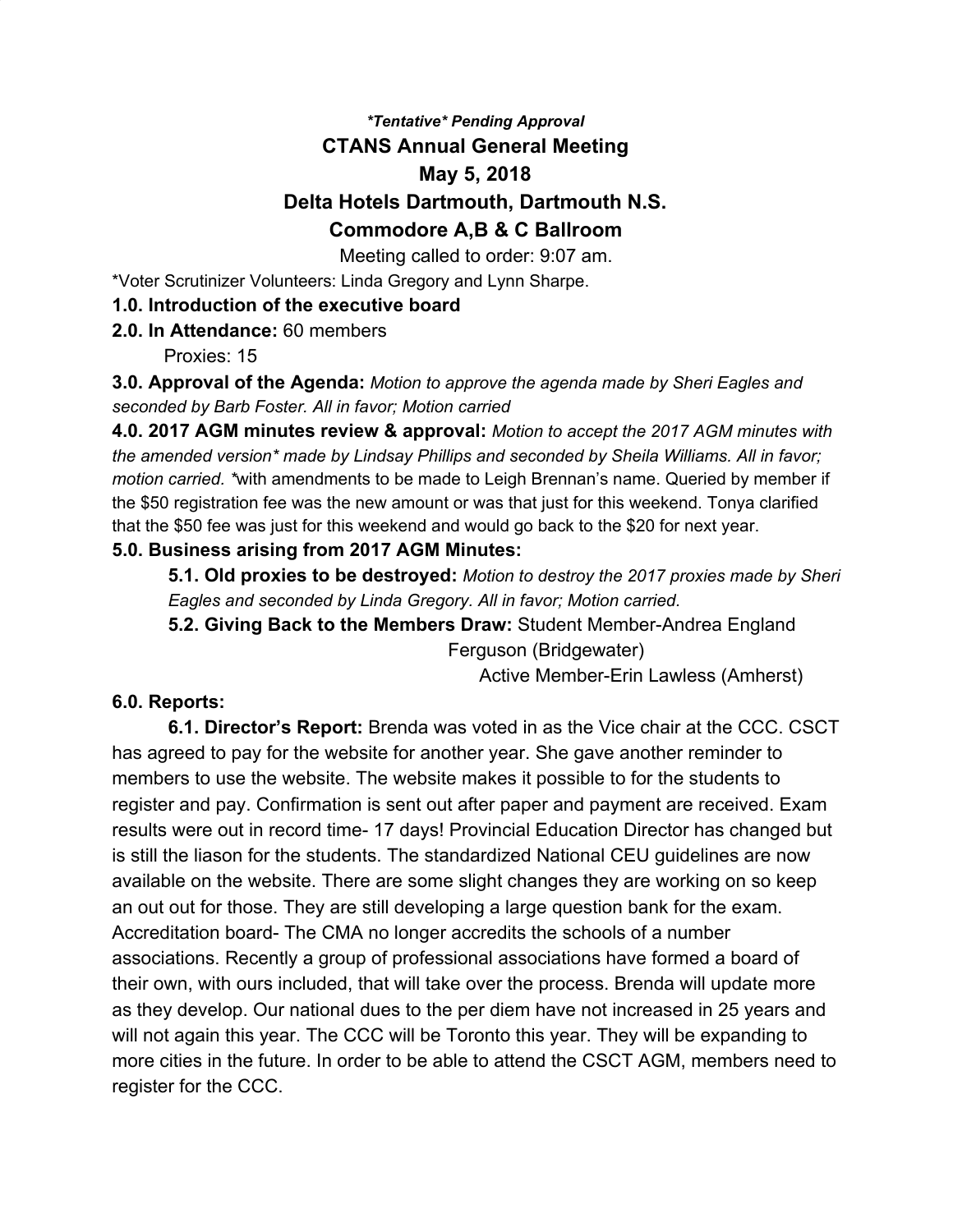***Tentative* Pending Approval**

**CTANS Annual General Meeting**

**May 5, 2018**

**Delta Hotels Dartmouth, Dartmouth N.S.**

**Commodore A,B & C Ballroom**

Meeting called to order: 9:07 am.

*Voter Scrutinizer Volunteers: Linda Gregory and Lynn Sharpe.

**1.0. Introduction of the executive board**

**2.0. In Attendance:** 60 members

Proxies: 15

**3.0. Approval of the Agenda:** *Motion to approve the agenda made by Sheri Eagles and seconded by Barb Foster. All in favor; Motion carried*

**4.0. 2017 AGM minutes review & approval:** *Motion to accept the 2017 AGM minutes with the amended version* made by Lindsay Phillips and seconded by Sheila Williams. All in favor; motion carried.* *with amendments to be made to Leigh Brennan's name. Queried by member if the $50 registration fee was the new amount or was that just for this weekend. Tonya clarified that the $50 fee was just for this weekend and would go back to the $20 for next year.

**5.0. Business arising from 2017 AGM Minutes:**

**5.1. Old proxies to be destroyed:** *Motion to destroy the 2017 proxies made by Sheri Eagles and seconded by Linda Gregory. All in favor; Motion carried.*

**5.2. Giving Back to the Members Draw:** Student Member-Andrea England Ferguson (Bridgewater)

Active Member-Erin Lawless (Amherst)

**6.0. Reports:**

**6.1. Director's Report:** Brenda was voted in as the Vice chair at the CCC. CSCT has agreed to pay for the website for another year. She gave another reminder to members to use the website. The website makes it possible to for the students to register and pay. Confirmation is sent out after paper and payment are received. Exam results were out in record time- 17 days! Provincial Education Director has changed but is still the liason for the students. The standardized National CEU guidelines are now available on the website. There are some slight changes they are working on so keep an out out for those. They are still developing a large question bank for the exam. Accreditation board- The CMA no longer accredits the schools of a number associations. Recently a group of professional associations have formed a board of their own, with ours included, that will take over the process. Brenda will update more as they develop. Our national dues to the per diem have not increased in 25 years and will not again this year. The CCC will be Toronto this year. They will be expanding to more cities in the future. In order to be able to attend the CSCT AGM, members need to register for the CCC.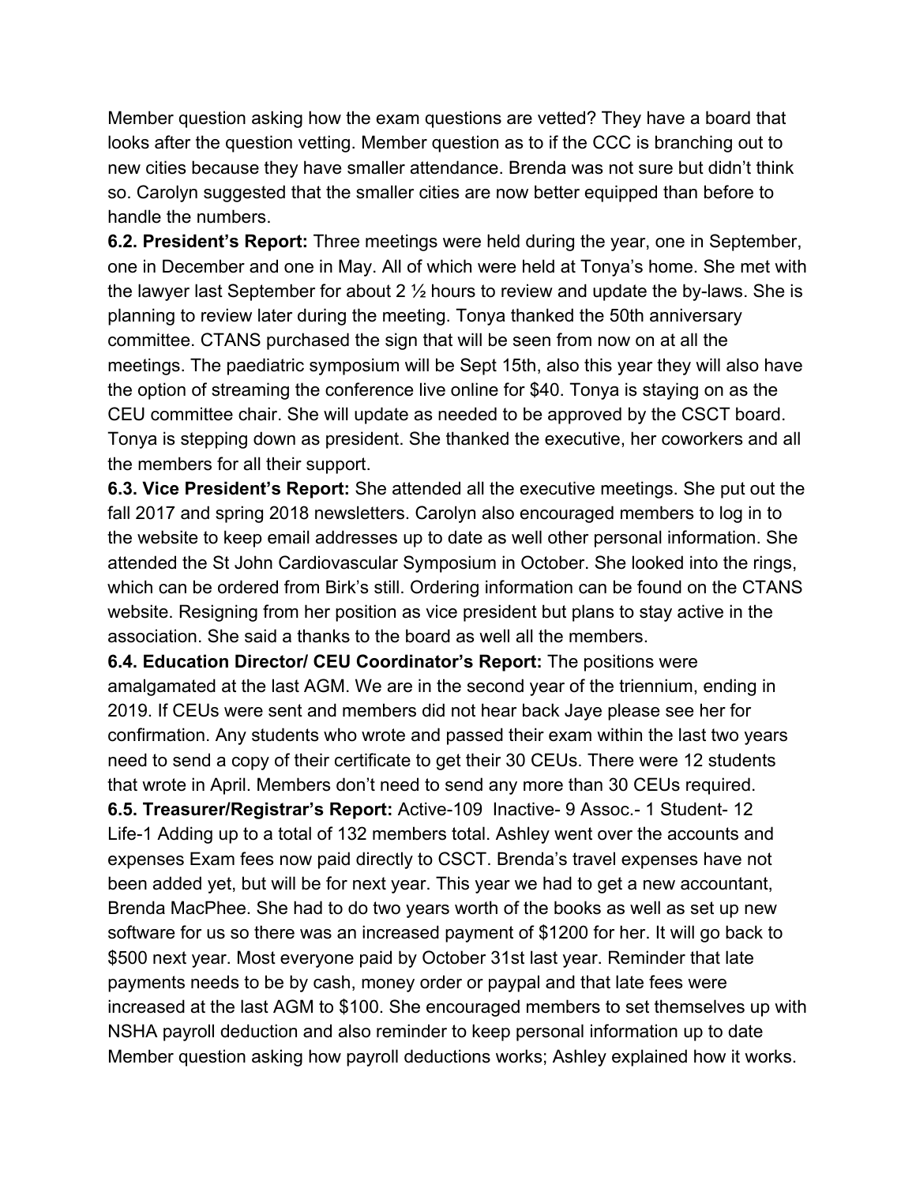Member question asking how the exam questions are vetted? They have a board that looks after the question vetting. Member question as to if the CCC is branching out to new cities because they have smaller attendance. Brenda was not sure but didn't think so. Carolyn suggested that the smaller cities are now better equipped than before to handle the numbers.

**6.2. President's Report:** Three meetings were held during the year, one in September, one in December and one in May. All of which were held at Tonya's home. She met with the lawyer last September for about 2 ½ hours to review and update the by-laws. She is planning to review later during the meeting. Tonya thanked the 50th anniversary committee. CTANS purchased the sign that will be seen from now on at all the meetings. The paediatric symposium will be Sept 15th, also this year they will also have the option of streaming the conference live online for $40. Tonya is staying on as the CEU committee chair. She will update as needed to be approved by the CSCT board. Tonya is stepping down as president. She thanked the executive, her coworkers and all the members for all their support.

**6.3. Vice President's Report:** She attended all the executive meetings. She put out the fall 2017 and spring 2018 newsletters. Carolyn also encouraged members to log in to the website to keep email addresses up to date as well other personal information. She attended the St John Cardiovascular Symposium in October. She looked into the rings, which can be ordered from Birk's still. Ordering information can be found on the CTANS website. Resigning from her position as vice president but plans to stay active in the association. She said a thanks to the board as well all the members.

**6.4. Education Director/ CEU Coordinator's Report:** The positions were amalgamated at the last AGM. We are in the second year of the triennium, ending in 2019. If CEUs were sent and members did not hear back Jaye please see her for confirmation. Any students who wrote and passed their exam within the last two years need to send a copy of their certificate to get their 30 CEUs. There were 12 students that wrote in April. Members don't need to send any more than 30 CEUs required.

**6.5. Treasurer/Registrar's Report:** Active-109 Inactive- 9 Assoc.- 1 Student- 12 Life-1 Adding up to a total of 132 members total. Ashley went over the accounts and expenses Exam fees now paid directly to CSCT. Brenda's travel expenses have not been added yet, but will be for next year. This year we had to get a new accountant, Brenda MacPhee. She had to do two years worth of the books as well as set up new software for us so there was an increased payment of $1200 for her. It will go back to $500 next year. Most everyone paid by October 31st last year. Reminder that late payments needs to be by cash, money order or paypal and that late fees were increased at the last AGM to $100. She encouraged members to set themselves up with NSHA payroll deduction and also reminder to keep personal information up to date Member question asking how payroll deductions works; Ashley explained how it works.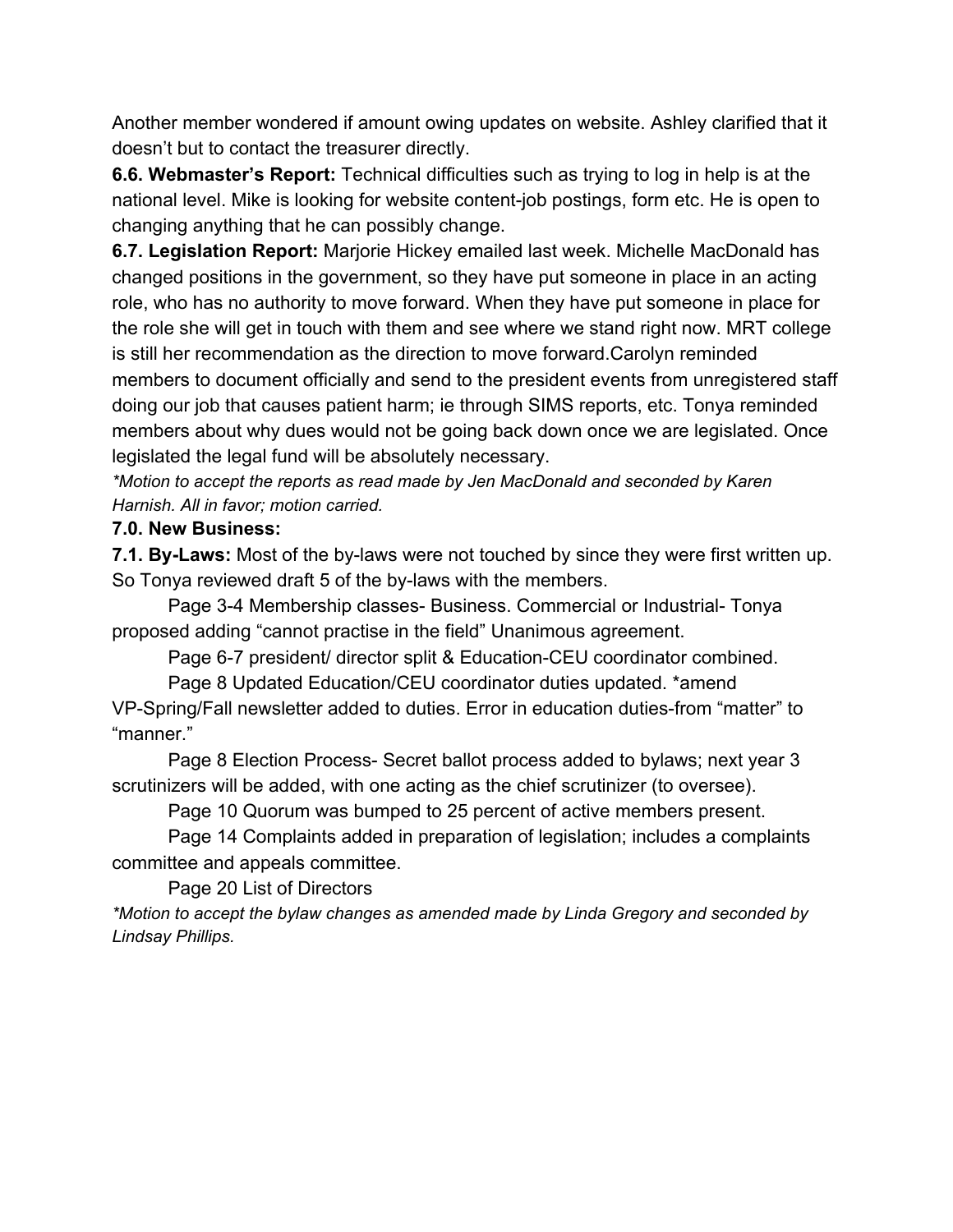Another member wondered if amount owing updates on website. Ashley clarified that it doesn't but to contact the treasurer directly.

**6.6. Webmaster's Report:** Technical difficulties such as trying to log in help is at the national level. Mike is looking for website content-job postings, form etc. He is open to changing anything that he can possibly change.

**6.7. Legislation Report:** Marjorie Hickey emailed last week. Michelle MacDonald has changed positions in the government, so they have put someone in place in an acting role, who has no authority to move forward. When they have put someone in place for the role she will get in touch with them and see where we stand right now. MRT college is still her recommendation as the direction to move forward.Carolyn reminded members to document officially and send to the president events from unregistered staff doing our job that causes patient harm; ie through SIMS reports, etc. Tonya reminded members about why dues would not be going back down once we are legislated. Once legislated the legal fund will be absolutely necessary.

*\*Motion to accept the reports as read made by Jen MacDonald and seconded by Karen Harnish. All in favor; motion carried.*

**7.0. New Business:**

**7.1. By-Laws:** Most of the by-laws were not touched by since they were first written up. So Tonya reviewed draft 5 of the by-laws with the members.

Page 3-4 Membership classes- Business. Commercial or Industrial- Tonya proposed adding "cannot practise in the field" Unanimous agreement.

Page 6-7 president/ director split & Education-CEU coordinator combined.

Page 8 Updated Education/CEU coordinator duties updated. *amend VP-Spring/Fall newsletter added to duties. Error in education duties-from "matter" to "manner."

Page 8 Election Process- Secret ballot process added to bylaws; next year 3 scrutinizers will be added, with one acting as the chief scrutinizer (to oversee).

Page 10 Quorum was bumped to 25 percent of active members present.

Page 14 Complaints added in preparation of legislation; includes a complaints committee and appeals committee.

Page 20 List of Directors

*\*Motion to accept the bylaw changes as amended made by Linda Gregory and seconded by Lindsay Phillips.*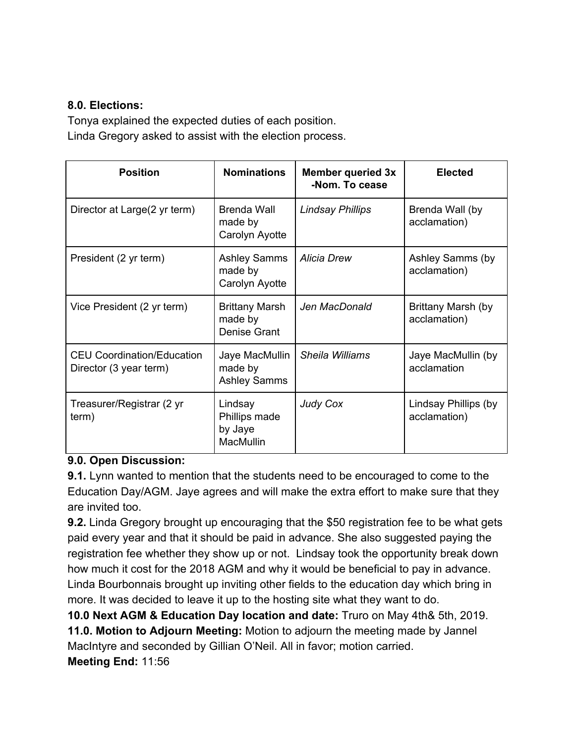**8.0. Elections:**

Tonya explained the expected duties of each position.
Linda Gregory asked to assist with the election process.

| Position | Nominations | Member queried 3x -Nom. To cease | Elected |
|---|---|---|---|
| Director at Large(2 yr term) | Brenda Wall made by Carolyn Ayotte | *Lindsay Phillips* | Brenda Wall (by acclamation) |
| President (2 yr term) | Ashley Samms made by Carolyn Ayotte | *Alicia Drew* | Ashley Samms (by acclamation) |
| Vice President (2 yr term) | Brittany Marsh made by Denise Grant | *Jen MacDonald* | Brittany Marsh (by acclamation) |
| CEU Coordination/Education Director (3 year term) | Jaye MacMullin made by Ashley Samms | *Sheila Williams* | Jaye MacMullin (by acclamation |
| Treasurer/Registrar (2 yr term) | Lindsay Phillips made by Jaye MacMullin | *Judy Cox* | Lindsay Phillips (by acclamation) |

**9.0. Open Discussion:**

**9.1.** Lynn wanted to mention that the students need to be encouraged to come to the Education Day/AGM. Jaye agrees and will make the extra effort to make sure that they are invited too.

**9.2.** Linda Gregory brought up encouraging that the $50 registration fee to be what gets paid every year and that it should be paid in advance. She also suggested paying the registration fee whether they show up or not. Lindsay took the opportunity break down how much it cost for the 2018 AGM and why it would be beneficial to pay in advance. Linda Bourbonnais brought up inviting other fields to the education day which bring in more. It was decided to leave it up to the hosting site what they want to do.

**10.0 Next AGM & Education Day location and date:** Truro on May 4th& 5th, 2019.

**11.0. Motion to Adjourn Meeting:** Motion to adjourn the meeting made by Jannel MacIntyre and seconded by Gillian O'Neil. All in favor; motion carried.

**Meeting End:** 11:56